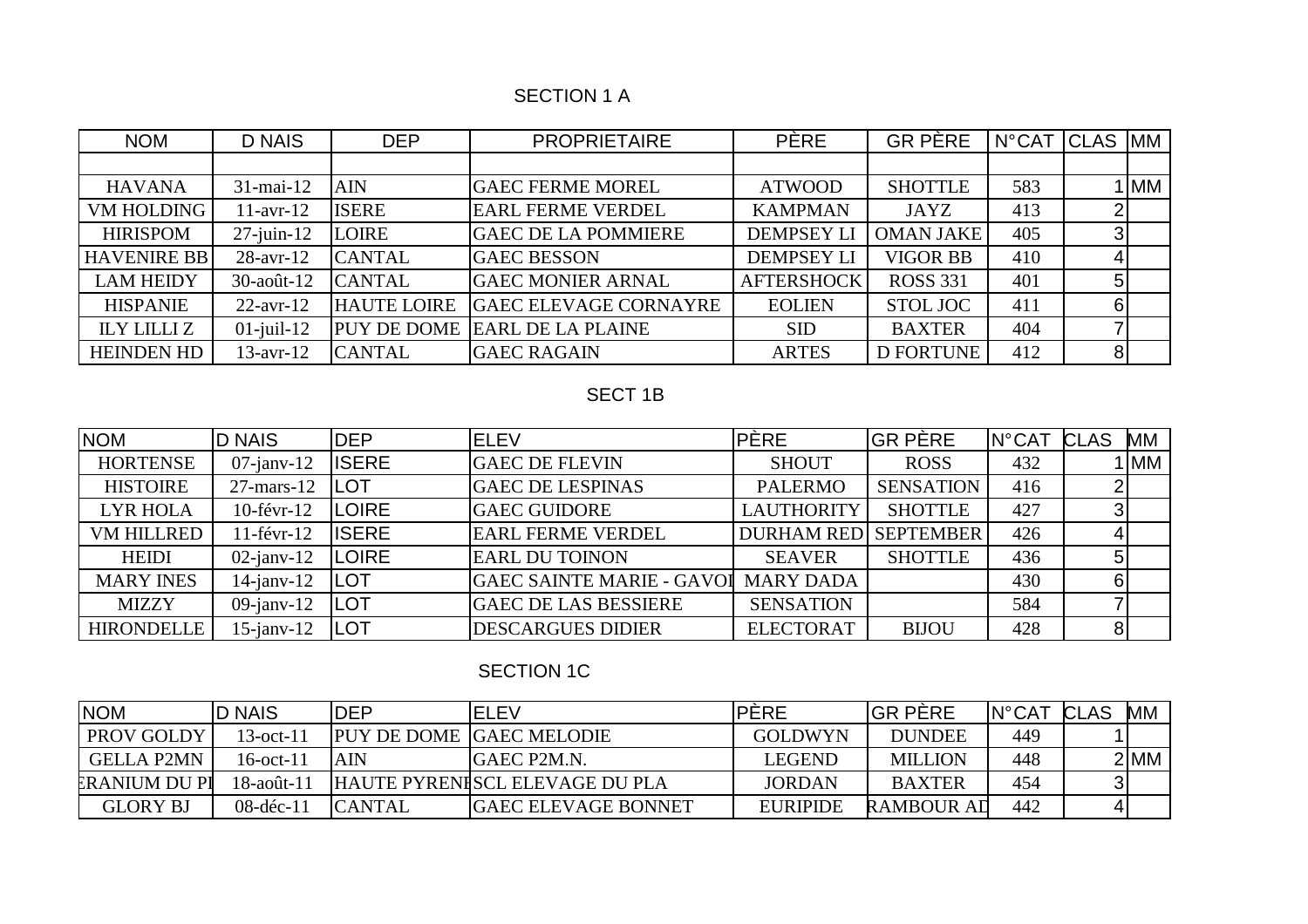## SECTION 1 A

| NOM | D NAIS | DEP | PROPRIETAIRE | PÈRE | GR PÈRE | N°CAT | CLAS | MM |
|---|---|---|---|---|---|---|---|---|
| | | | | | | | | |
| HAVANA | 31-mai-12 | AIN | GAEC FERME MOREL | ATWOOD | SHOTTLE | 583 | 1 | MM |
| VM HOLDING | 11-avr-12 | ISERE | EARL FERME VERDEL | KAMPMAN | JAYZ | 413 | 2 | |
| HIRISPOM | 27-juin-12 | LOIRE | GAEC DE LA POMMIERE | DEMPSEY LI | OMAN JAKE | 405 | 3 | |
| HAVENIRE BB | 28-avr-12 | CANTAL | GAEC BESSON | DEMPSEY LI | VIGOR BB | 410 | 4 | |
| LAM HEIDY | 30-août-12 | CANTAL | GAEC MONIER ARNAL | AFTERSHOCK | ROSS 331 | 401 | 5 | |
| HISPANIE | 22-avr-12 | HAUTE LOIRE | GAEC ELEVAGE CORNAYRE | EOLIEN | STOL JOC | 411 | 6 | |
| ILY LILLI Z | 01-juil-12 | PUY DE DOME | EARL DE LA PLAINE | SID | BAXTER | 404 | 7 | |
| HEINDEN HD | 13-avr-12 | CANTAL | GAEC RAGAIN | ARTES | D FORTUNE | 412 | 8 | |

## SECT 1B

| NOM | D NAIS | DEP | ELEV | PÈRE | GR PÈRE | N°CAT | CLAS | MM |
|---|---|---|---|---|---|---|---|---|
| HORTENSE | 07-janv-12 | ISERE | GAEC DE FLEVIN | SHOUT | ROSS | 432 | 1 | MM |
| HISTOIRE | 27-mars-12 | LOT | GAEC DE LESPINAS | PALERMO | SENSATION | 416 | 2 | |
| LYR HOLA | 10-févr-12 | LOIRE | GAEC GUIDORE | LAUTHORITY | SHOTTLE | 427 | 3 | |
| VM HILLRED | 11-févr-12 | ISERE | EARL FERME VERDEL | DURHAM RED | SEPTEMBER | 426 | 4 | |
| HEIDI | 02-janv-12 | LOIRE | EARL DU TOINON | SEAVER | SHOTTLE | 436 | 5 | |
| MARY INES | 14-janv-12 | LOT | GAEC SAINTE MARIE - GAVOI | MARY DADA | | 430 | 6 | |
| MIZZY | 09-janv-12 | LOT | GAEC DE LAS BESSIERE | SENSATION | | 584 | 7 | |
| HIRONDELLE | 15-janv-12 | LOT | DESCARGUES DIDIER | ELECTORAT | BIJOU | 428 | 8 | |

## SECTION 1C

| NOM | D NAIS | DEP | ELEV | PÈRE | GR PÈRE | N°CAT | CLAS | MM |
|---|---|---|---|---|---|---|---|---|
| PROV GOLDY | 13-oct-11 | PUY DE DOME | GAEC MELODIE | GOLDWYN | DUNDEE | 449 | 1 | |
| GELLA P2MN | 16-oct-11 | AIN | GAEC P2M.N. | LEGEND | MILLION | 448 | 2 | MM |
| ERANIUM DU PI | 18-août-11 | HAUTE PYRENI | SCL ELEVAGE DU PLA | JORDAN | BAXTER | 454 | 3 | |
| GLORY BJ | 08-déc-11 | CANTAL | GAEC ELEVAGE BONNET | EURIPIDE | RAMBOUR AD | 442 | 4 | |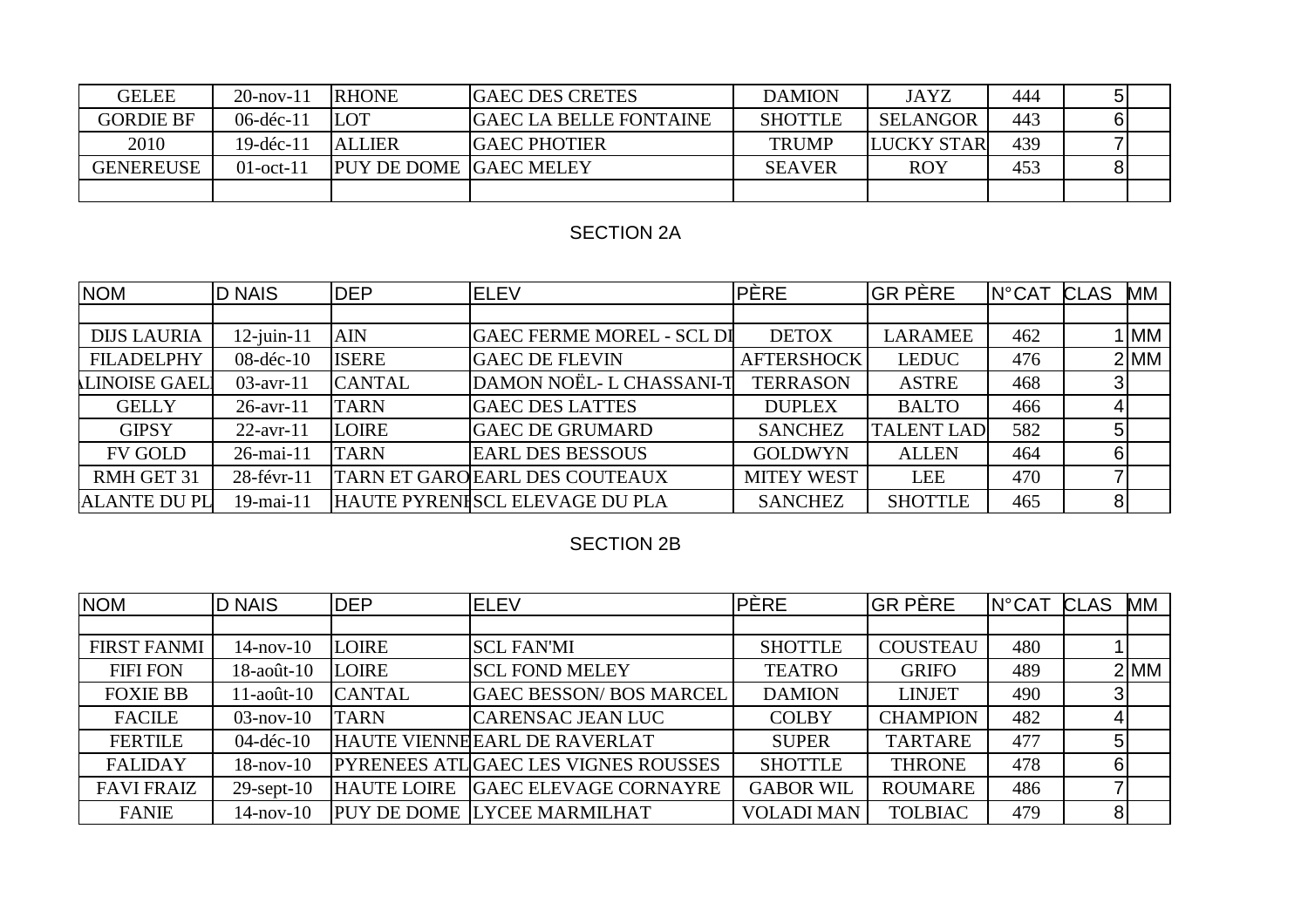| GELEE | 20-nov-11 | RHONE | GAEC DES CRETES | DAMION | JAYZ | 444 | 5 | |
|---|---|---|---|---|---|---|---|---|
| GORDIE BF | 06-déc-11 | LOT | GAEC LA BELLE FONTAINE | SHOTTLE | SELANGOR | 443 | 6 | |
| 2010 | 19-déc-11 | ALLIER | GAEC PHOTIER | TRUMP | LUCKY STAR | 439 | 7 | |
| GENEREUSE | 01-oct-11 | PUY DE DOME | GAEC MELEY | SEAVER | ROY | 453 | 8 | |
| | | | | | | | | |

## SECTION 2A

| NOM | D NAIS | DEP | ELEV | PÈRE | GR PÈRE | N°CAT | CLAS | MM |
|---|---|---|---|---|---|---|---|---|
| | | | | | | | | |
| DIJS LAURIA | 12-juin-11 | AIN | GAEC FERME MOREL - SCL DI | DETOX | LARAMEE | 462 | 1 | MM |
| FILADELPHY | 08-déc-10 | ISERE | GAEC DE FLEVIN | AFTERSHOCK | LEDUC | 476 | 2 | MM |
| LINOISE GAEL | 03-avr-11 | CANTAL | DAMON NOËL- L CHASSANI-T | TERRASON | ASTRE | 468 | 3 | |
| GELLY | 26-avr-11 | TARN | GAEC DES LATTES | DUPLEX | BALTO | 466 | 4 | |
| GIPSY | 22-avr-11 | LOIRE | GAEC DE GRUMARD | SANCHEZ | TALENT LAD | 582 | 5 | |
| FV GOLD | 26-mai-11 | TARN | EARL DES BESSOUS | GOLDWYN | ALLEN | 464 | 6 | |
| RMH GET 31 | 28-févr-11 | TARN ET GARO | EARL DES COUTEAUX | MITEY WEST | LEE | 470 | 7 | |
| ALANTE DU PL | 19-mai-11 | HAUTE PYRENE | SCL ELEVAGE DU PLA | SANCHEZ | SHOTTLE | 465 | 8 | |

## SECTION 2B

| NOM | D NAIS | DEP | ELEV | PÈRE | GR PÈRE | N°CAT | CLAS | MM |
|---|---|---|---|---|---|---|---|---|
| | | | | | | | | |
| FIRST FANMI | 14-nov-10 | LOIRE | SCL FAN'MI | SHOTTLE | COUSTEAU | 480 | 1 | |
| FIFI FON | 18-août-10 | LOIRE | SCL FOND MELEY | TEATRO | GRIFO | 489 | 2 | MM |
| FOXIE BB | 11-août-10 | CANTAL | GAEC BESSON/ BOS MARCEL | DAMION | LINJET | 490 | 3 | |
| FACILE | 03-nov-10 | TARN | CARENSAC JEAN LUC | COLBY | CHAMPION | 482 | 4 | |
| FERTILE | 04-déc-10 | HAUTE VIENNE | EARL DE RAVERLAT | SUPER | TARTARE | 477 | 5 | |
| FALIDAY | 18-nov-10 | PYRENEES ATL | GAEC LES VIGNES ROUSSES | SHOTTLE | THRONE | 478 | 6 | |
| FAVI FRAIZ | 29-sept-10 | HAUTE LOIRE | GAEC ELEVAGE CORNAYRE | GABOR WIL | ROUMARE | 486 | 7 | |
| FANIE | 14-nov-10 | PUY DE DOME | LYCEE MARMILHAT | VOLADI MAN | TOLBIAC | 479 | 8 | |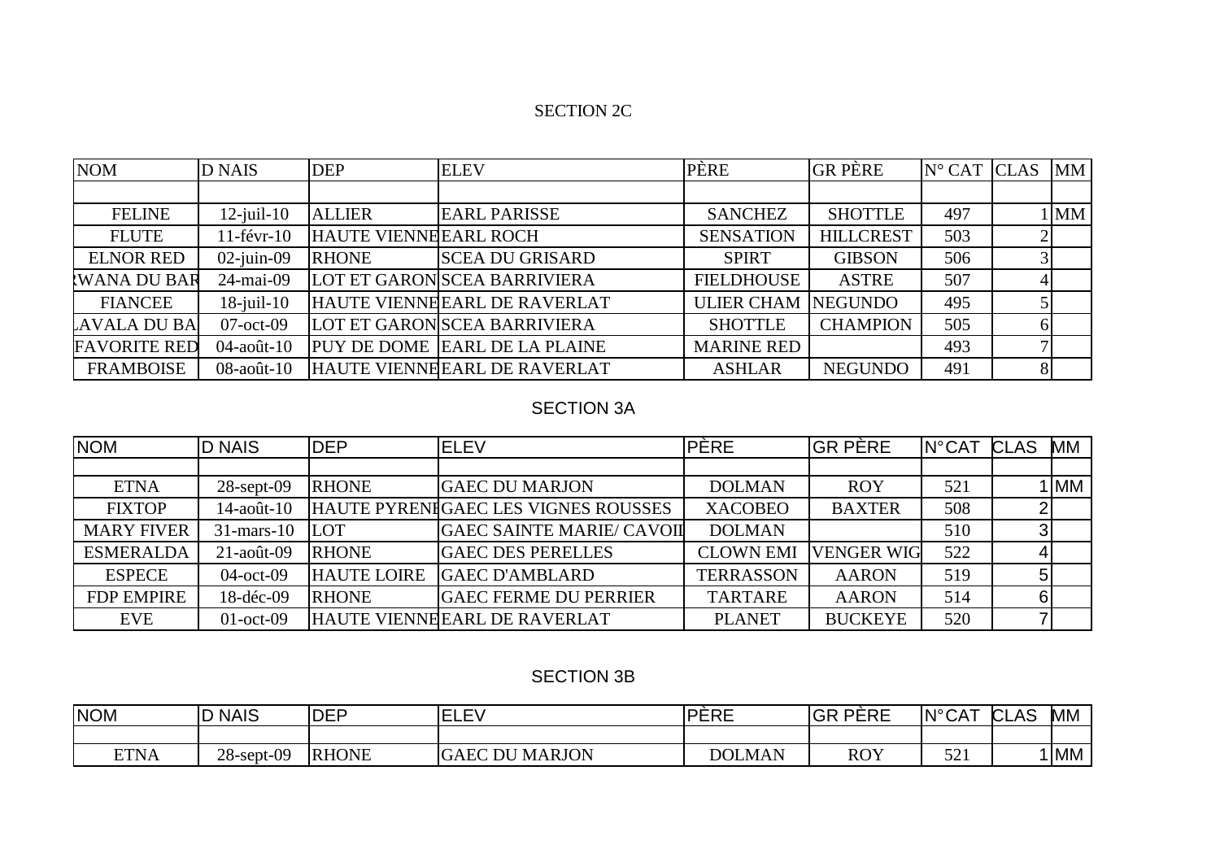## SECTION 2C

| NOM | D NAIS | DEP | ELEV | PÈRE | GR PÈRE | N° CAT | CLAS | MM |
|---|---|---|---|---|---|---|---|---|
| | | | | | | | | |
| FELINE | 12-juil-10 | ALLIER | EARL PARISSE | SANCHEZ | SHOTTLE | 497 | 1 | MM |
| FLUTE | 11-févr-10 | HAUTE VIENNE | EARL ROCH | SENSATION | HILLCREST | 503 | 2 | |
| ELNOR RED | 02-juin-09 | RHONE | SCEA DU GRISARD | SPIRT | GIBSON | 506 | 3 | |
| RWANA DU BAR | 24-mai-09 | LOT ET GARON | SCEA BARRIVIERA | FIELDHOUSE | ASTRE | 507 | 4 | |
| FIANCEE | 18-juil-10 | HAUTE VIENNE | EARL DE RAVERLAT | ULIER CHAM | NEGUNDO | 495 | 5 | |
| LAVALA DU BA | 07-oct-09 | LOT ET GARON | SCEA BARRIVIERA | SHOTTLE | CHAMPION | 505 | 6 | |
| FAVORITE RED | 04-août-10 | PUY DE DOME | EARL DE LA PLAINE | MARINE RED | | 493 | 7 | |
| FRAMBOISE | 08-août-10 | HAUTE VIENNE | EARL DE RAVERLAT | ASHLAR | NEGUNDO | 491 | 8 | |

## SECTION 3A

| NOM | D NAIS | DEP | ELEV | PÈRE | GR PÈRE | N°CAT | CLAS | MM |
|---|---|---|---|---|---|---|---|---|
| | | | | | | | | |
| ETNA | 28-sept-09 | RHONE | GAEC DU MARJON | DOLMAN | ROY | 521 | 1 | MM |
| FIXTOP | 14-août-10 | HAUTE PYRENI | GAEC LES VIGNES ROUSSES | XACOBEO | BAXTER | 508 | 2 | |
| MARY FIVER | 31-mars-10 | LOT | GAEC SAINTE MARIE/ CAVOII | DOLMAN | | 510 | 3 | |
| ESMERALDA | 21-août-09 | RHONE | GAEC DES PERELLES | CLOWN EMI | VENGER WIG | 522 | 4 | |
| ESPECE | 04-oct-09 | HAUTE LOIRE | GAEC D'AMBLARD | TERRASSON | AARON | 519 | 5 | |
| FDP EMPIRE | 18-déc-09 | RHONE | GAEC FERME DU PERRIER | TARTARE | AARON | 514 | 6 | |
| EVE | 01-oct-09 | HAUTE VIENNE | EARL DE RAVERLAT | PLANET | BUCKEYE | 520 | 7 | |

## SECTION 3B

| NOM | D NAIS | DEP | ELEV | PÈRE | GR PÈRE | N°CAT | CLAS | MM |
|---|---|---|---|---|---|---|---|---|
| | | | | | | | | |
| ETNA | 28-sept-09 | RHONE | GAEC DU MARJON | DOLMAN | ROY | 521 | 1 | MM |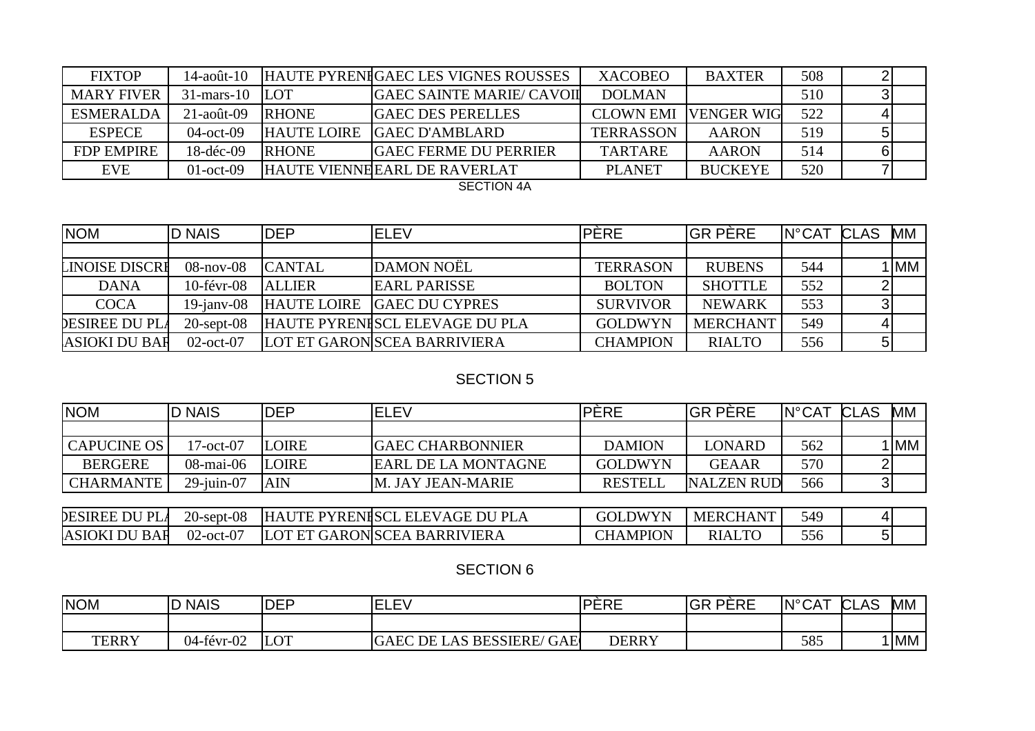| FIXTOP | 14-août-10 | HAUTE PYRENI | GAEC LES VIGNES ROUSSES | XACOBEO | BAXTER | 508 | 2 | |
|---|---|---|---|---|---|---|---|---|
| MARY FIVER | 31-mars-10 | LOT | GAEC SAINTE MARIE/ CAVOII | DOLMAN | | 510 | 3 | |
| ESMERALDA | 21-août-09 | RHONE | GAEC DES PERELLES | CLOWN EMI | VENGER WIG | 522 | 4 | |
| ESPECE | 04-oct-09 | HAUTE LOIRE | GAEC D'AMBLARD | TERRASSON | AARON | 519 | 5 | |
| FDP EMPIRE | 18-déc-09 | RHONE | GAEC FERME DU PERRIER | TARTARE | AARON | 514 | 6 | |
| EVE | 01-oct-09 | HAUTE VIENNE | EARL DE RAVERLAT | PLANET | BUCKEYE | 520 | 7 | |

SECTION 4A

| NOM | D NAIS | DEP | ELEV | PÈRE | GR PÈRE | N°CAT | CLAS | MM |
|---|---|---|---|---|---|---|---|---|
| | | | | | | | | |
| LINOISE DISCRI | 08-nov-08 | CANTAL | DAMON NOËL | TERRASON | RUBENS | 544 | 1 | MM |
| DANA | 10-févr-08 | ALLIER | EARL PARISSE | BOLTON | SHOTTLE | 552 | 2 | |
| COCA | 19-janv-08 | HAUTE LOIRE | GAEC DU CYPRES | SURVIVOR | NEWARK | 553 | 3 | |
| DESIREE DU PLA | 20-sept-08 | HAUTE PYRENI | SCL ELEVAGE DU PLA | GOLDWYN | MERCHANT | 549 | 4 | |
| ASIOKI DU BAR | 02-oct-07 | LOT ET GARON | SCEA BARRIVIERA | CHAMPION | RIALTO | 556 | 5 | |

SECTION 5

| NOM | D NAIS | DEP | ELEV | PÈRE | GR PÈRE | N°CAT | CLAS | MM |
|---|---|---|---|---|---|---|---|---|
| | | | | | | | | |
| CAPUCINE OS | 17-oct-07 | LOIRE | GAEC CHARBONNIER | DAMION | LONARD | 562 | 1 | MM |
| BERGERE | 08-mai-06 | LOIRE | EARL DE LA MONTAGNE | GOLDWYN | GEAAR | 570 | 2 | |
| CHARMANTE | 29-juin-07 | AIN | M. JAY JEAN-MARIE | RESTELL | NALZEN RUD | 566 | 3 | |
| DESIREE DU PLA | 20-sept-08 | HAUTE PYRENI | SCL ELEVAGE DU PLA | GOLDWYN | MERCHANT | 549 | 4 | |
| ASIOKI DU BAR | 02-oct-07 | LOT ET GARON | SCEA BARRIVIERA | CHAMPION | RIALTO | 556 | 5 | |

SECTION 6

| NOM | D NAIS | DEP | ELEV | PÈRE | GR PÈRE | N°CAT | CLAS | MM |
|---|---|---|---|---|---|---|---|---|
| | | | | | | | | |
| TERRY | 04-févr-02 | LOT | GAEC DE LAS BESSIERE/ GAE | DERRY | | 585 | 1 | MM |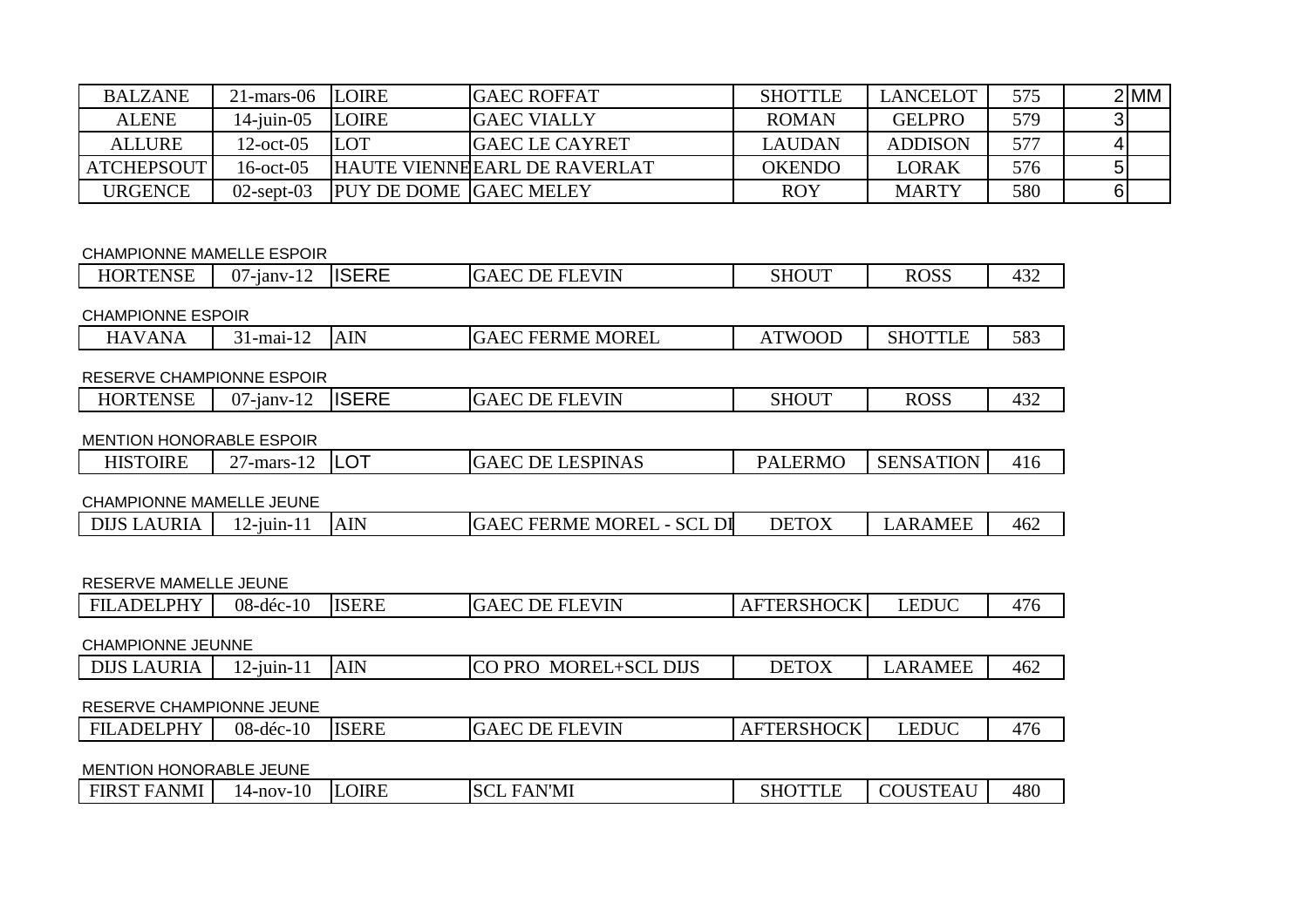| BALZANE | 21-mars-06 | LOIRE | GAEC ROFFAT | SHOTTLE | LANCELOT | 575 | 2 | MM |
|---|---|---|---|---|---|---|---|---|
| ALENE | 14-juin-05 | LOIRE | GAEC VIALLY | ROMAN | GELPRO | 579 | 3 | |
| ALLURE | 12-oct-05 | LOT | GAEC LE CAYRET | LAUDAN | ADDISON | 577 | 4 | |
| ATCHEPSOUT | 16-oct-05 | HAUTE VIENNE | EARL DE RAVERLAT | OKENDO | LORAK | 576 | 5 | |
| URGENCE | 02-sept-03 | PUY DE DOME | GAEC MELEY | ROY | MARTY | 580 | 6 | |

CHAMPIONNE MAMELLE ESPOIR

| HORTENSE | 07-janv-12 | ISERE | GAEC DE FLEVIN | SHOUT | ROSS | 432 |
|---|---|---|---|---|---|---|

CHAMPIONNE ESPOIR

| HAVANA | 31-mai-12 | AIN | GAEC FERME MOREL | ATWOOD | SHOTTLE | 583 |
|---|---|---|---|---|---|---|

RESERVE CHAMPIONNE ESPOIR

| HORTENSE | 07-janv-12 | ISERE | GAEC DE FLEVIN | SHOUT | ROSS | 432 |
|---|---|---|---|---|---|---|

MENTION HONORABLE ESPOIR

| HISTOIRE | 27-mars-12 | LOT | GAEC DE LESPINAS | PALERMO | SENSATION | 416 |
|---|---|---|---|---|---|---|

CHAMPIONNE MAMELLE JEUNE

| DIJS LAURIA | 12-juin-11 | AIN | GAEC FERME MOREL - SCL DI | DETOX | LARAMEE | 462 |
|---|---|---|---|---|---|---|

RESERVE MAMELLE JEUNE

| FILADELPHY | 08-déc-10 | ISERE | GAEC DE FLEVIN | AFTERSHOCK | LEDUC | 476 |
|---|---|---|---|---|---|---|

CHAMPIONNE JEUNNE

| DIJS LAURIA | 12-juin-11 | AIN | CO PRO MOREL+SCL DIJS | DETOX | LARAMEE | 462 |
|---|---|---|---|---|---|---|

RESERVE CHAMPIONNE JEUNE

| FILADELPHY | 08-déc-10 | ISERE | GAEC DE FLEVIN | AFTERSHOCK | LEDUC | 476 |
|---|---|---|---|---|---|---|

MENTION HONORABLE JEUNE

| FIRST FANMI | 14-nov-10 | LOIRE | SCL FAN'MI | SHOTTLE | COUSTEAU | 480 |
|---|---|---|---|---|---|---|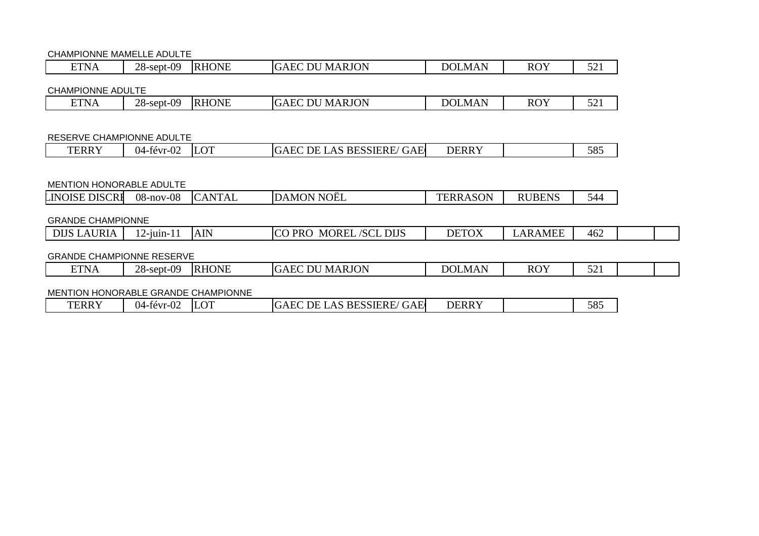CHAMPIONNE MAMELLE ADULTE

| | | | | | | |
|---|---|---|---|---|---|---|
| ETNA | 28-sept-09 | RHONE | GAEC DU MARJON | DOLMAN | ROY | 521 |

CHAMPIONNE ADULTE

| | | | | | | |
|---|---|---|---|---|---|---|
| ETNA | 28-sept-09 | RHONE | GAEC DU MARJON | DOLMAN | ROY | 521 |

RESERVE CHAMPIONNE ADULTE

| | | | | | | |
|---|---|---|---|---|---|---|
| TERRY | 04-févr-02 | LOT | GAEC DE LAS BESSIERE/ GAE | DERRY | | 585 |

MENTION HONORABLE ADULTE

| | | | | | | |
|---|---|---|---|---|---|---|
| LINOISE DISCRE | 08-nov-08 | CANTAL | DAMON NOËL | TERRASON | RUBENS | 544 |

GRANDE CHAMPIONNE

| | | | | | | | | |
|---|---|---|---|---|---|---|---|---|
| DIJS LAURIA | 12-juin-11 | AIN | CO PRO MOREL /SCL DIJS | DETOX | LARAMEE | 462 | | |

GRANDE CHAMPIONNE RESERVE

| | | | | | | | | |
|---|---|---|---|---|---|---|---|---|
| ETNA | 28-sept-09 | RHONE | GAEC DU MARJON | DOLMAN | ROY | 521 | | |

MENTION HONORABLE GRANDE CHAMPIONNE

| | | | | | | |
|---|---|---|---|---|---|---|
| TERRY | 04-févr-02 | LOT | GAEC DE LAS BESSIERE/ GAE | DERRY | | 585 |